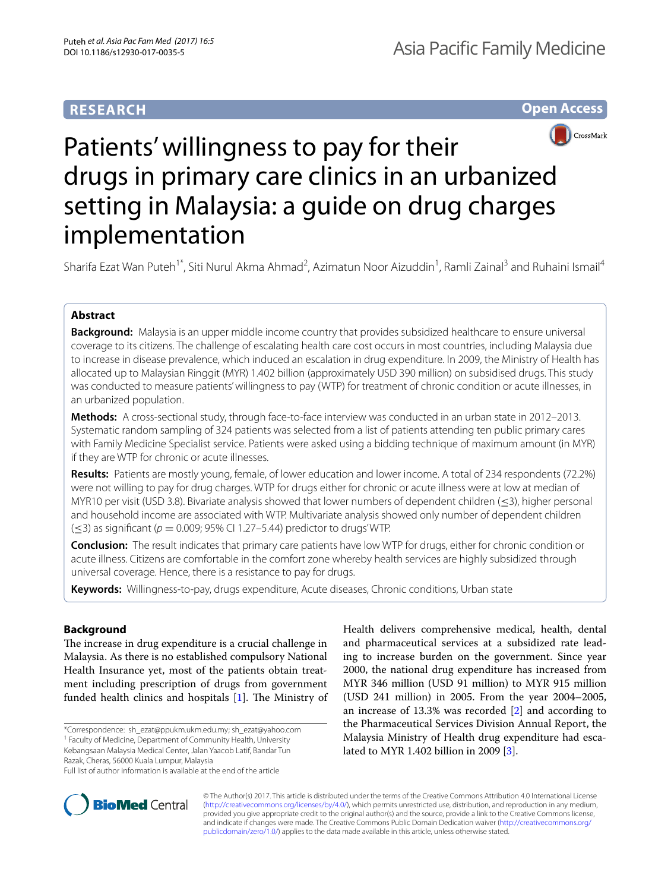RESEARCH

Open Access

# Patients' willingness to pay for their drugs in primary care clinics in an urbanized setting in Malaysia: a guide on drug charges implementation

Sharifa Ezat Wan Puteh[1*], Siti Nurul Akma Ahmad[2], Azimatun Noor Aizuddin[1], Ramli Zainal[3] and Ruhaini Ismail[4]

## Abstract

**Background:** Malaysia is an upper middle income country that provides subsidized healthcare to ensure universal coverage to its citizens. The challenge of escalating health care cost occurs in most countries, including Malaysia due to increase in disease prevalence, which induced an escalation in drug expenditure. In 2009, the Ministry of Health has allocated up to Malaysian Ringgit (MYR) 1.402 billion (approximately USD 390 million) on subsidised drugs. This study was conducted to measure patients' willingness to pay (WTP) for treatment of chronic condition or acute illnesses, in an urbanized population.

**Methods:** A cross-sectional study, through face-to-face interview was conducted in an urban state in 2012–2013. Systematic random sampling of 324 patients was selected from a list of patients attending ten public primary cares with Family Medicine Specialist service. Patients were asked using a bidding technique of maximum amount (in MYR) if they are WTP for chronic or acute illnesses.

**Results:** Patients are mostly young, female, of lower education and lower income. A total of 234 respondents (72.2%) were not willing to pay for drug charges. WTP for drugs either for chronic or acute illness were at low at median of MYR10 per visit (USD 3.8). Bivariate analysis showed that lower numbers of dependent children (≤3), higher personal and household income are associated with WTP. Multivariate analysis showed only number of dependent children (≤3) as significant ($p = 0.009$; 95% CI 1.27–5.44) predictor to drugs' WTP.

**Conclusion:** The result indicates that primary care patients have low WTP for drugs, either for chronic condition or acute illness. Citizens are comfortable in the comfort zone whereby health services are highly subsidized through universal coverage. Hence, there is a resistance to pay for drugs.

**Keywords:** Willingness-to-pay, drugs expenditure, Acute diseases, Chronic conditions, Urban state

## Background

The increase in drug expenditure is a crucial challenge in Malaysia. As there is no established compulsory National Health Insurance yet, most of the patients obtain treatment including prescription of drugs from government funded health clinics and hospitals [1]. The Ministry of Health delivers comprehensive medical, health, dental and pharmaceutical services at a subsidized rate leading to increase burden on the government. Since year 2000, the national drug expenditure has increased from MYR 346 million (USD 91 million) to MYR 915 million (USD 241 million) in 2005. From the year 2004–2005, an increase of 13.3% was recorded [2] and according to the Pharmaceutical Services Division Annual Report, the Malaysia Ministry of Health drug expenditure had escalated to MYR 1.402 billion in 2009 [3].

*Correspondence: sh_ezat@ppukm.ukm.edu.my; sh_ezat@yahoo.com
[1] Faculty of Medicine, Department of Community Health, University Kebangsaan Malaysia Medical Center, Jalan Yaacob Latif, Bandar Tun Razak, Cheras, 56000 Kuala Lumpur, Malaysia
Full list of author information is available at the end of the article

© The Author(s) 2017. This article is distributed under the terms of the Creative Commons Attribution 4.0 International License (http://creativecommons.org/licenses/by/4.0/), which permits unrestricted use, distribution, and reproduction in any medium, provided you give appropriate credit to the original author(s) and the source, provide a link to the Creative Commons license, and indicate if changes were made. The Creative Commons Public Domain Dedication waiver (http://creativecommons.org/publicdomain/zero/1.0/) applies to the data made available in this article, unless otherwise stated.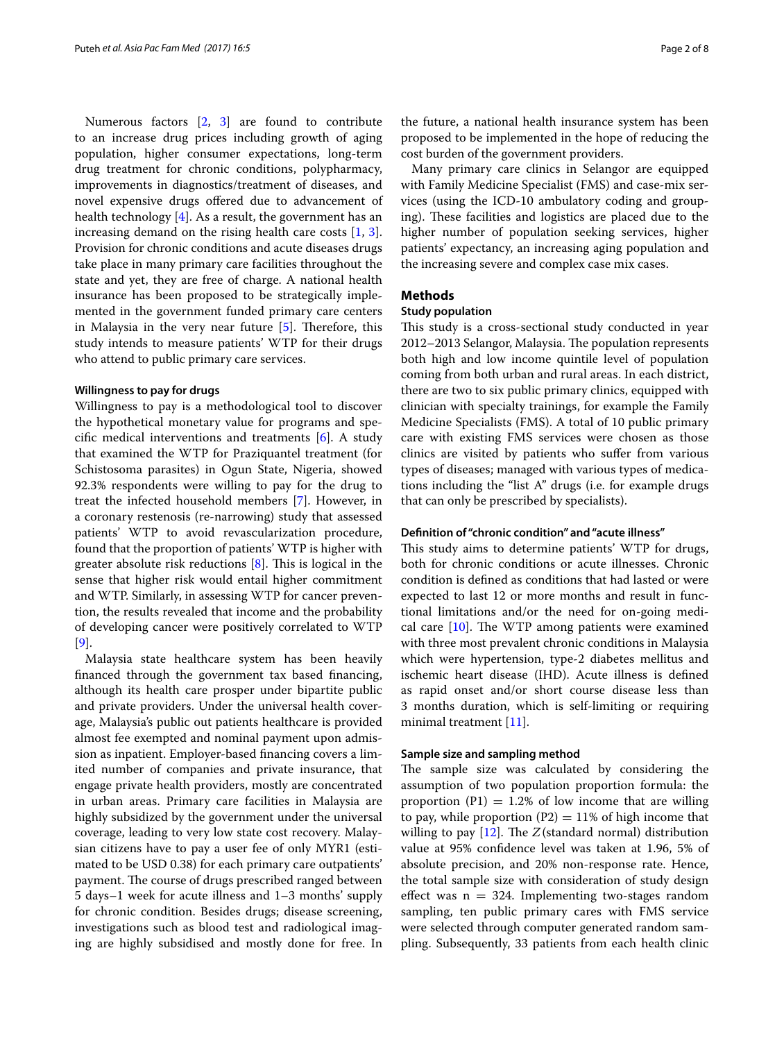Numerous factors [2, 3] are found to contribute to an increase drug prices including growth of aging population, higher consumer expectations, long-term drug treatment for chronic conditions, polypharmacy, improvements in diagnostics/treatment of diseases, and novel expensive drugs offered due to advancement of health technology [4]. As a result, the government has an increasing demand on the rising health care costs [1, 3]. Provision for chronic conditions and acute diseases drugs take place in many primary care facilities throughout the state and yet, they are free of charge. A national health insurance has been proposed to be strategically implemented in the government funded primary care centers in Malaysia in the very near future [5]. Therefore, this study intends to measure patients' WTP for their drugs who attend to public primary care services.

#### Willingness to pay for drugs

Willingness to pay is a methodological tool to discover the hypothetical monetary value for programs and specific medical interventions and treatments [6]. A study that examined the WTP for Praziquantel treatment (for Schistosoma parasites) in Ogun State, Nigeria, showed 92.3% respondents were willing to pay for the drug to treat the infected household members [7]. However, in a coronary restenosis (re-narrowing) study that assessed patients' WTP to avoid revascularization procedure, found that the proportion of patients' WTP is higher with greater absolute risk reductions [8]. This is logical in the sense that higher risk would entail higher commitment and WTP. Similarly, in assessing WTP for cancer prevention, the results revealed that income and the probability of developing cancer were positively correlated to WTP [9].

Malaysia state healthcare system has been heavily financed through the government tax based financing, although its health care prosper under bipartite public and private providers. Under the universal health coverage, Malaysia's public out patients healthcare is provided almost fee exempted and nominal payment upon admission as inpatient. Employer-based financing covers a limited number of companies and private insurance, that engage private health providers, mostly are concentrated in urban areas. Primary care facilities in Malaysia are highly subsidized by the government under the universal coverage, leading to very low state cost recovery. Malaysian citizens have to pay a user fee of only MYR1 (estimated to be USD 0.38) for each primary care outpatients' payment. The course of drugs prescribed ranged between 5 days–1 week for acute illness and 1–3 months' supply for chronic condition. Besides drugs; disease screening, investigations such as blood test and radiological imaging are highly subsidised and mostly done for free. In the future, a national health insurance system has been proposed to be implemented in the hope of reducing the cost burden of the government providers.

Many primary care clinics in Selangor are equipped with Family Medicine Specialist (FMS) and case-mix services (using the ICD-10 ambulatory coding and grouping). These facilities and logistics are placed due to the higher number of population seeking services, higher patients' expectancy, an increasing aging population and the increasing severe and complex case mix cases.

## Methods

### Study population

This study is a cross-sectional study conducted in year 2012–2013 Selangor, Malaysia. The population represents both high and low income quintile level of population coming from both urban and rural areas. In each district, there are two to six public primary clinics, equipped with clinician with specialty trainings, for example the Family Medicine Specialists (FMS). A total of 10 public primary care with existing FMS services were chosen as those clinics are visited by patients who suffer from various types of diseases; managed with various types of medications including the "list A" drugs (i.e. for example drugs that can only be prescribed by specialists).

#### Definition of "chronic condition" and "acute illness"

This study aims to determine patients' WTP for drugs, both for chronic conditions or acute illnesses. Chronic condition is defined as conditions that had lasted or were expected to last 12 or more months and result in functional limitations and/or the need for on-going medical care [10]. The WTP among patients were examined with three most prevalent chronic conditions in Malaysia which were hypertension, type-2 diabetes mellitus and ischemic heart disease (IHD). Acute illness is defined as rapid onset and/or short course disease less than 3 months duration, which is self-limiting or requiring minimal treatment [11].

#### Sample size and sampling method

The sample size was calculated by considering the assumption of two population proportion formula: the proportion (P1) = 1.2% of low income that are willing to pay, while proportion (P2) = 11% of high income that willing to pay [12]. The $Z$ (standard normal) distribution value at 95% confidence level was taken at 1.96, 5% of absolute precision, and 20% non-response rate. Hence, the total sample size with consideration of study design effect was n = 324. Implementing two-stages random sampling, ten public primary cares with FMS service were selected through computer generated random sampling. Subsequently, 33 patients from each health clinic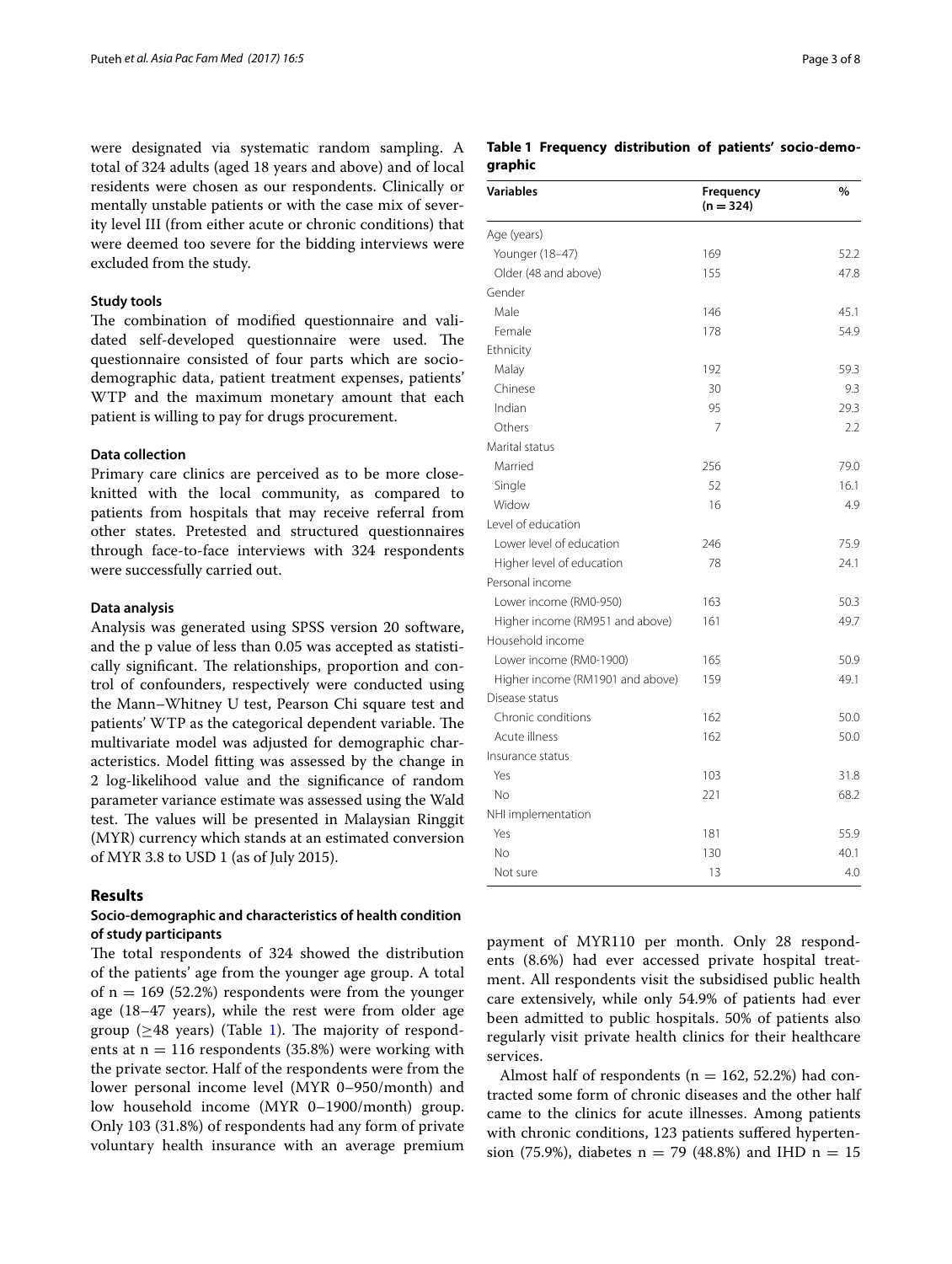were designated via systematic random sampling. A total of 324 adults (aged 18 years and above) and of local residents were chosen as our respondents. Clinically or mentally unstable patients or with the case mix of severity level III (from either acute or chronic conditions) that were deemed too severe for the bidding interviews were excluded from the study.

### Study tools

The combination of modified questionnaire and validated self-developed questionnaire were used. The questionnaire consisted of four parts which are socio-demographic data, patient treatment expenses, patients' WTP and the maximum monetary amount that each patient is willing to pay for drugs procurement.

### Data collection

Primary care clinics are perceived as to be more close-knitted with the local community, as compared to patients from hospitals that may receive referral from other states. Pretested and structured questionnaires through face-to-face interviews with 324 respondents were successfully carried out.

### Data analysis

Analysis was generated using SPSS version 20 software, and the p value of less than 0.05 was accepted as statistically significant. The relationships, proportion and control of confounders, respectively were conducted using the Mann–Whitney U test, Pearson Chi square test and patients' WTP as the categorical dependent variable. The multivariate model was adjusted for demographic characteristics. Model fitting was assessed by the change in 2 log-likelihood value and the significance of random parameter variance estimate was assessed using the Wald test. The values will be presented in Malaysian Ringgit (MYR) currency which stands at an estimated conversion of MYR 3.8 to USD 1 (as of July 2015).

**Table 1 Frequency distribution of patients' socio-demographic**

| Variables | Frequency (n = 324) | % |
|---|---|---|
| Age (years) | | |
| Younger (18–47) | 169 | 52.2 |
| Older (48 and above) | 155 | 47.8 |
| Gender | | |
| Male | 146 | 45.1 |
| Female | 178 | 54.9 |
| Ethnicity | | |
| Malay | 192 | 59.3 |
| Chinese | 30 | 9.3 |
| Indian | 95 | 29.3 |
| Others | 7 | 2.2 |
| Marital status | | |
| Married | 256 | 79.0 |
| Single | 52 | 16.1 |
| Widow | 16 | 4.9 |
| Level of education | | |
| Lower level of education | 246 | 75.9 |
| Higher level of education | 78 | 24.1 |
| Personal income | | |
| Lower income (RM0-950) | 163 | 50.3 |
| Higher income (RM951 and above) | 161 | 49.7 |
| Household income | | |
| Lower income (RM0-1900) | 165 | 50.9 |
| Higher income (RM1901 and above) | 159 | 49.1 |
| Disease status | | |
| Chronic conditions | 162 | 50.0 |
| Acute illness | 162 | 50.0 |
| Insurance status | | |
| Yes | 103 | 31.8 |
| No | 221 | 68.2 |
| NHI implementation | | |
| Yes | 181 | 55.9 |
| No | 130 | 40.1 |
| Not sure | 13 | 4.0 |

## Results

### Socio-demographic and characteristics of health condition of study participants

The total respondents of 324 showed the distribution of the patients' age from the younger age group. A total of n = 169 (52.2%) respondents were from the younger age (18–47 years), while the rest were from older age group (≥48 years) (Table 1). The majority of respondents at n = 116 respondents (35.8%) were working with the private sector. Half of the respondents were from the lower personal income level (MYR 0–950/month) and low household income (MYR 0–1900/month) group. Only 103 (31.8%) of respondents had any form of private voluntary health insurance with an average premium payment of MYR110 per month. Only 28 respondents (8.6%) had ever accessed private hospital treatment. All respondents visit the subsidised public health care extensively, while only 54.9% of patients had ever been admitted to public hospitals. 50% of patients also regularly visit private health clinics for their healthcare services.

Almost half of respondents (n = 162, 52.2%) had contracted some form of chronic diseases and the other half came to the clinics for acute illnesses. Among patients with chronic conditions, 123 patients suffered hypertension (75.9%), diabetes n = 79 (48.8%) and IHD n = 15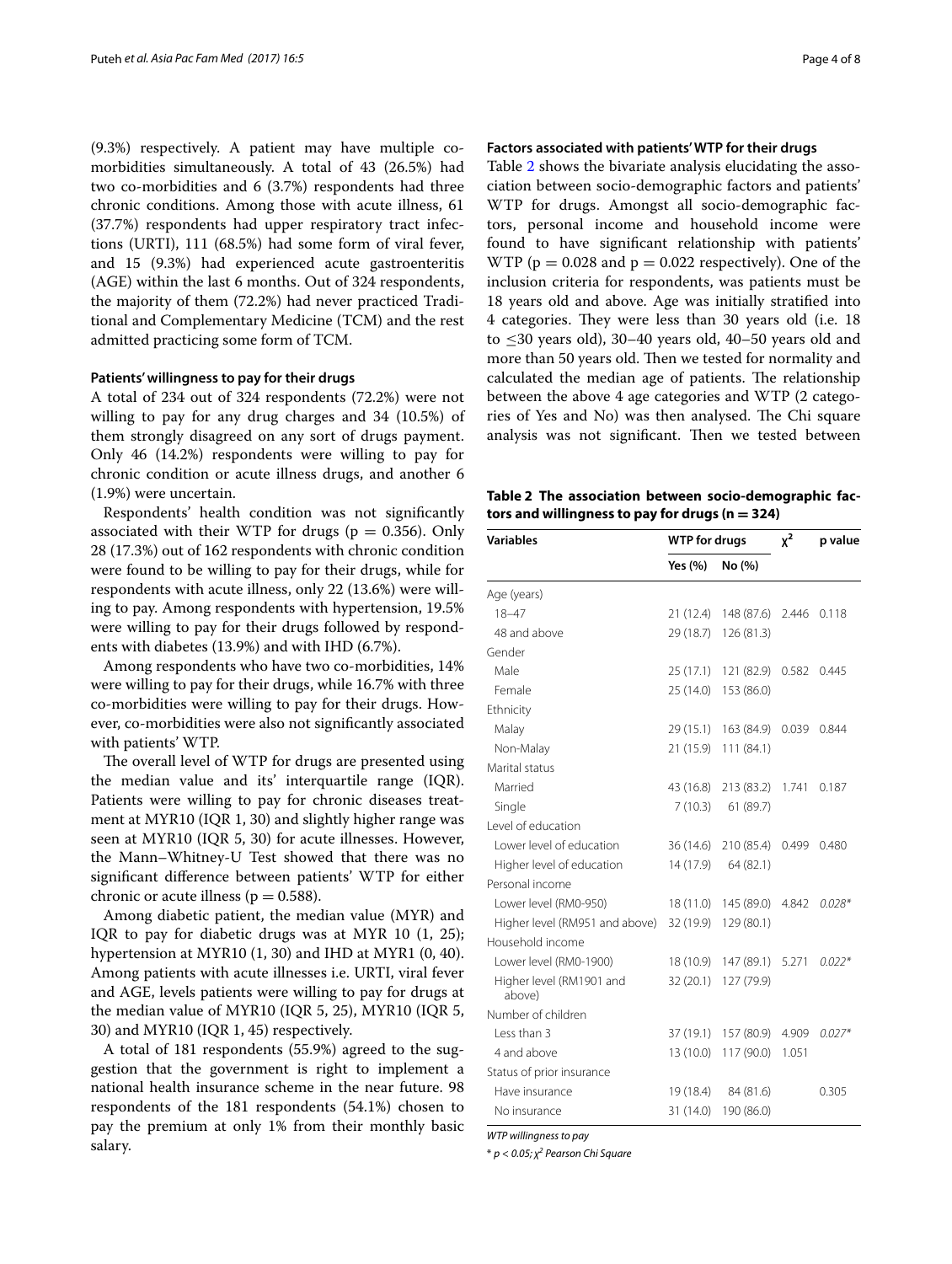(9.3%) respectively. A patient may have multiple co-morbidities simultaneously. A total of 43 (26.5%) had two co-morbidities and 6 (3.7%) respondents had three chronic conditions. Among those with acute illness, 61 (37.7%) respondents had upper respiratory tract infections (URTI), 111 (68.5%) had some form of viral fever, and 15 (9.3%) had experienced acute gastroenteritis (AGE) within the last 6 months. Out of 324 respondents, the majority of them (72.2%) had never practiced Traditional and Complementary Medicine (TCM) and the rest admitted practicing some form of TCM.

#### Patients' willingness to pay for their drugs

A total of 234 out of 324 respondents (72.2%) were not willing to pay for any drug charges and 34 (10.5%) of them strongly disagreed on any sort of drugs payment. Only 46 (14.2%) respondents were willing to pay for chronic condition or acute illness drugs, and another 6 (1.9%) were uncertain.

Respondents' health condition was not significantly associated with their WTP for drugs ($p = 0.356$). Only 28 (17.3%) out of 162 respondents with chronic condition were found to be willing to pay for their drugs, while for respondents with acute illness, only 22 (13.6%) were willing to pay. Among respondents with hypertension, 19.5% were willing to pay for their drugs followed by respondents with diabetes (13.9%) and with IHD (6.7%).

Among respondents who have two co-morbidities, 14% were willing to pay for their drugs, while 16.7% with three co-morbidities were willing to pay for their drugs. However, co-morbidities were also not significantly associated with patients' WTP.

The overall level of WTP for drugs are presented using the median value and its' interquartile range (IQR). Patients were willing to pay for chronic diseases treatment at MYR10 (IQR 1, 30) and slightly higher range was seen at MYR10 (IQR 5, 30) for acute illnesses. However, the Mann–Whitney-U Test showed that there was no significant difference between patients' WTP for either chronic or acute illness ($p = 0.588$).

Among diabetic patient, the median value (MYR) and IQR to pay for diabetic drugs was at MYR 10 (1, 25); hypertension at MYR10 (1, 30) and IHD at MYR1 (0, 40). Among patients with acute illnesses i.e. URTI, viral fever and AGE, levels patients were willing to pay for drugs at the median value of MYR10 (IQR 5, 25), MYR10 (IQR 5, 30) and MYR10 (IQR 1, 45) respectively.

A total of 181 respondents (55.9%) agreed to the suggestion that the government is right to implement a national health insurance scheme in the near future. 98 respondents of the 181 respondents (54.1%) chosen to pay the premium at only 1% from their monthly basic salary.

#### Factors associated with patients' WTP for their drugs

Table 2 shows the bivariate analysis elucidating the association between socio-demographic factors and patients' WTP for drugs. Amongst all socio-demographic factors, personal income and household income were found to have significant relationship with patients' WTP ($p = 0.028$ and $p = 0.022$ respectively). One of the inclusion criteria for respondents, was patients must be 18 years old and above. Age was initially stratified into 4 categories. They were less than 30 years old (i.e. 18 to ≤30 years old), 30–40 years old, 40–50 years old and more than 50 years old. Then we tested for normality and calculated the median age of patients. The relationship between the above 4 age categories and WTP (2 categories of Yes and No) was then analysed. The Chi square analysis was not significant. Then we tested between

**Table 2 The association between socio-demographic factors and willingness to pay for drugs (n = 324)**

| Variables | WTP for drugs | | $\chi^2$ | p value |
|---|---|---|---|---|
| | Yes (%) | No (%) | | |
| Age (years) | | | | |
| 18–47 | 21 (12.4) | 148 (87.6) | 2.446 | 0.118 |
| 48 and above | 29 (18.7) | 126 (81.3) | | |
| Gender | | | | |
| Male | 25 (17.1) | 121 (82.9) | 0.582 | 0.445 |
| Female | 25 (14.0) | 153 (86.0) | | |
| Ethnicity | | | | |
| Malay | 29 (15.1) | 163 (84.9) | 0.039 | 0.844 |
| Non-Malay | 21 (15.9) | 111 (84.1) | | |
| Marital status | | | | |
| Married | 43 (16.8) | 213 (83.2) | 1.741 | 0.187 |
| Single | 7 (10.3) | 61 (89.7) | | |
| Level of education | | | | |
| Lower level of education | 36 (14.6) | 210 (85.4) | 0.499 | 0.480 |
| Higher level of education | 14 (17.9) | 64 (82.1) | | |
| Personal income | | | | |
| Lower level (RM0-950) | 18 (11.0) | 145 (89.0) | 4.842 | *0.028** |
| Higher level (RM951 and above) | 32 (19.9) | 129 (80.1) | | |
| Household income | | | | |
| Lower level (RM0-1900) | 18 (10.9) | 147 (89.1) | 5.271 | *0.022** |
| Higher level (RM1901 and above) | 32 (20.1) | 127 (79.9) | | |
| Number of children | | | | |
| Less than 3 | 37 (19.1) | 157 (80.9) | 4.909 | *0.027** |
| 4 and above | 13 (10.0) | 117 (90.0) | 1.051 | |
| Status of prior insurance | | | | |
| Have insurance | 19 (18.4) | 84 (81.6) | | 0.305 |
| No insurance | 31 (14.0) | 190 (86.0) | | |

*WTP willingness to pay*

\* *$p < 0.05$; $\chi^2$ Pearson Chi Square*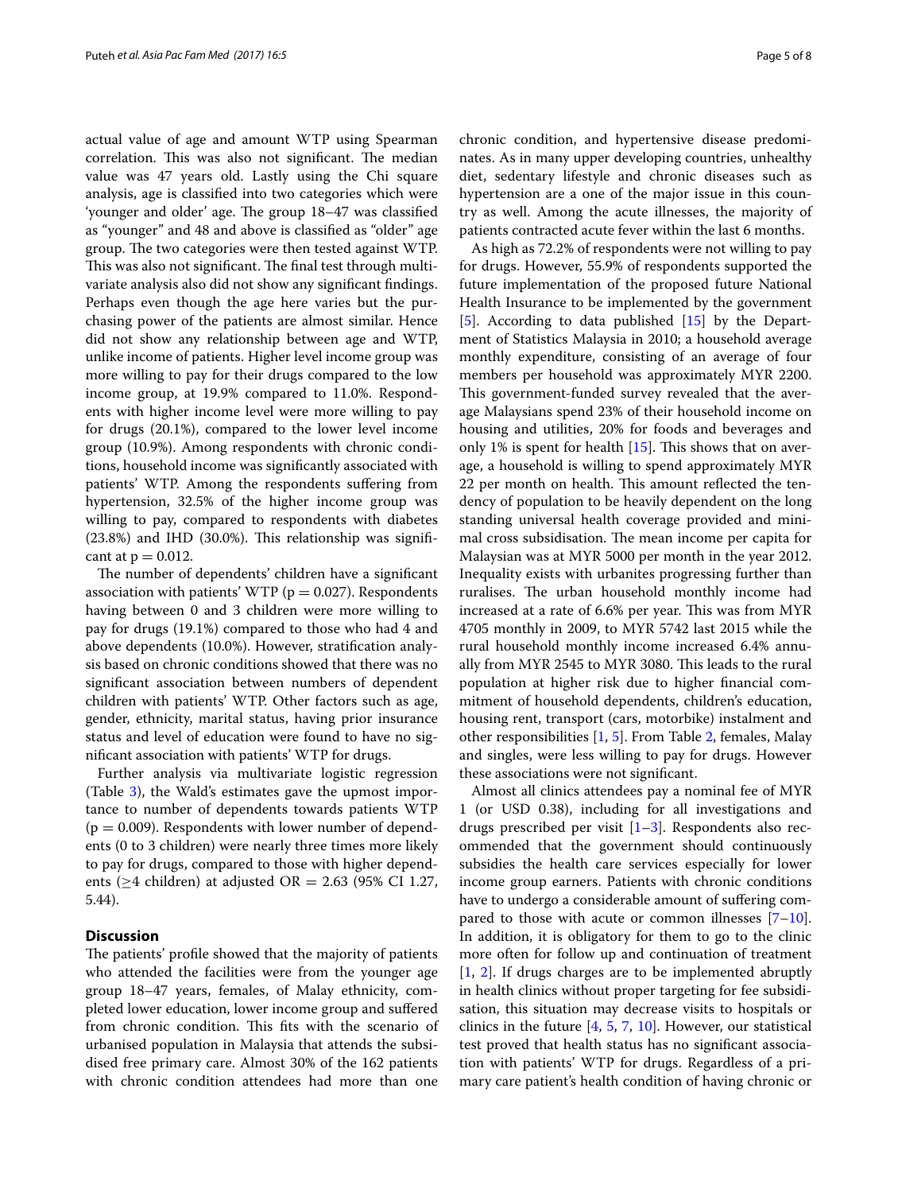actual value of age and amount WTP using Spearman correlation. This was also not significant. The median value was 47 years old. Lastly using the Chi square analysis, age is classified into two categories which were 'younger and older' age. The group 18–47 was classified as "younger" and 48 and above is classified as "older" age group. The two categories were then tested against WTP. This was also not significant. The final test through multivariate analysis also did not show any significant findings. Perhaps even though the age here varies but the purchasing power of the patients are almost similar. Hence did not show any relationship between age and WTP, unlike income of patients. Higher level income group was more willing to pay for their drugs compared to the low income group, at 19.9% compared to 11.0%. Respondents with higher income level were more willing to pay for drugs (20.1%), compared to the lower level income group (10.9%). Among respondents with chronic conditions, household income was significantly associated with patients' WTP. Among the respondents suffering from hypertension, 32.5% of the higher income group was willing to pay, compared to respondents with diabetes (23.8%) and IHD (30.0%). This relationship was significant at $p = 0.012$.

The number of dependents' children have a significant association with patients' WTP ($p = 0.027$). Respondents having between 0 and 3 children were more willing to pay for drugs (19.1%) compared to those who had 4 and above dependents (10.0%). However, stratification analysis based on chronic conditions showed that there was no significant association between numbers of dependent children with patients' WTP. Other factors such as age, gender, ethnicity, marital status, having prior insurance status and level of education were found to have no significant association with patients' WTP for drugs.

Further analysis via multivariate logistic regression (Table 3), the Wald's estimates gave the upmost importance to number of dependents towards patients WTP ($p = 0.009$). Respondents with lower number of dependents (0 to 3 children) were nearly three times more likely to pay for drugs, compared to those with higher dependents ($\geq$4 children) at adjusted OR = 2.63 (95% CI 1.27, 5.44).

## Discussion

The patients' profile showed that the majority of patients who attended the facilities were from the younger age group 18–47 years, females, of Malay ethnicity, completed lower education, lower income group and suffered from chronic condition. This fits with the scenario of urbanised population in Malaysia that attends the subsidised free primary care. Almost 30% of the 162 patients with chronic condition attendees had more than one chronic condition, and hypertensive disease predominates. As in many upper developing countries, unhealthy diet, sedentary lifestyle and chronic diseases such as hypertension are a one of the major issue in this country as well. Among the acute illnesses, the majority of patients contracted acute fever within the last 6 months.

As high as 72.2% of respondents were not willing to pay for drugs. However, 55.9% of respondents supported the future implementation of the proposed future National Health Insurance to be implemented by the government [5]. According to data published [15] by the Department of Statistics Malaysia in 2010; a household average monthly expenditure, consisting of an average of four members per household was approximately MYR 2200. This government-funded survey revealed that the average Malaysians spend 23% of their household income on housing and utilities, 20% for foods and beverages and only 1% is spent for health [15]. This shows that on average, a household is willing to spend approximately MYR 22 per month on health. This amount reflected the tendency of population to be heavily dependent on the long standing universal health coverage provided and minimal cross subsidisation. The mean income per capita for Malaysian was at MYR 5000 per month in the year 2012. Inequality exists with urbanites progressing further than ruralises. The urban household monthly income had increased at a rate of 6.6% per year. This was from MYR 4705 monthly in 2009, to MYR 5742 last 2015 while the rural household monthly income increased 6.4% annually from MYR 2545 to MYR 3080. This leads to the rural population at higher risk due to higher financial commitment of household dependents, children's education, housing rent, transport (cars, motorbike) instalment and other responsibilities [1, 5]. From Table 2, females, Malay and singles, were less willing to pay for drugs. However these associations were not significant.

Almost all clinics attendees pay a nominal fee of MYR 1 (or USD 0.38), including for all investigations and drugs prescribed per visit [1–3]. Respondents also recommended that the government should continuously subsidies the health care services especially for lower income group earners. Patients with chronic conditions have to undergo a considerable amount of suffering compared to those with acute or common illnesses [7–10]. In addition, it is obligatory for them to go to the clinic more often for follow up and continuation of treatment [1, 2]. If drugs charges are to be implemented abruptly in health clinics without proper targeting for fee subsidisation, this situation may decrease visits to hospitals or clinics in the future [4, 5, 7, 10]. However, our statistical test proved that health status has no significant association with patients' WTP for drugs. Regardless of a primary care patient's health condition of having chronic or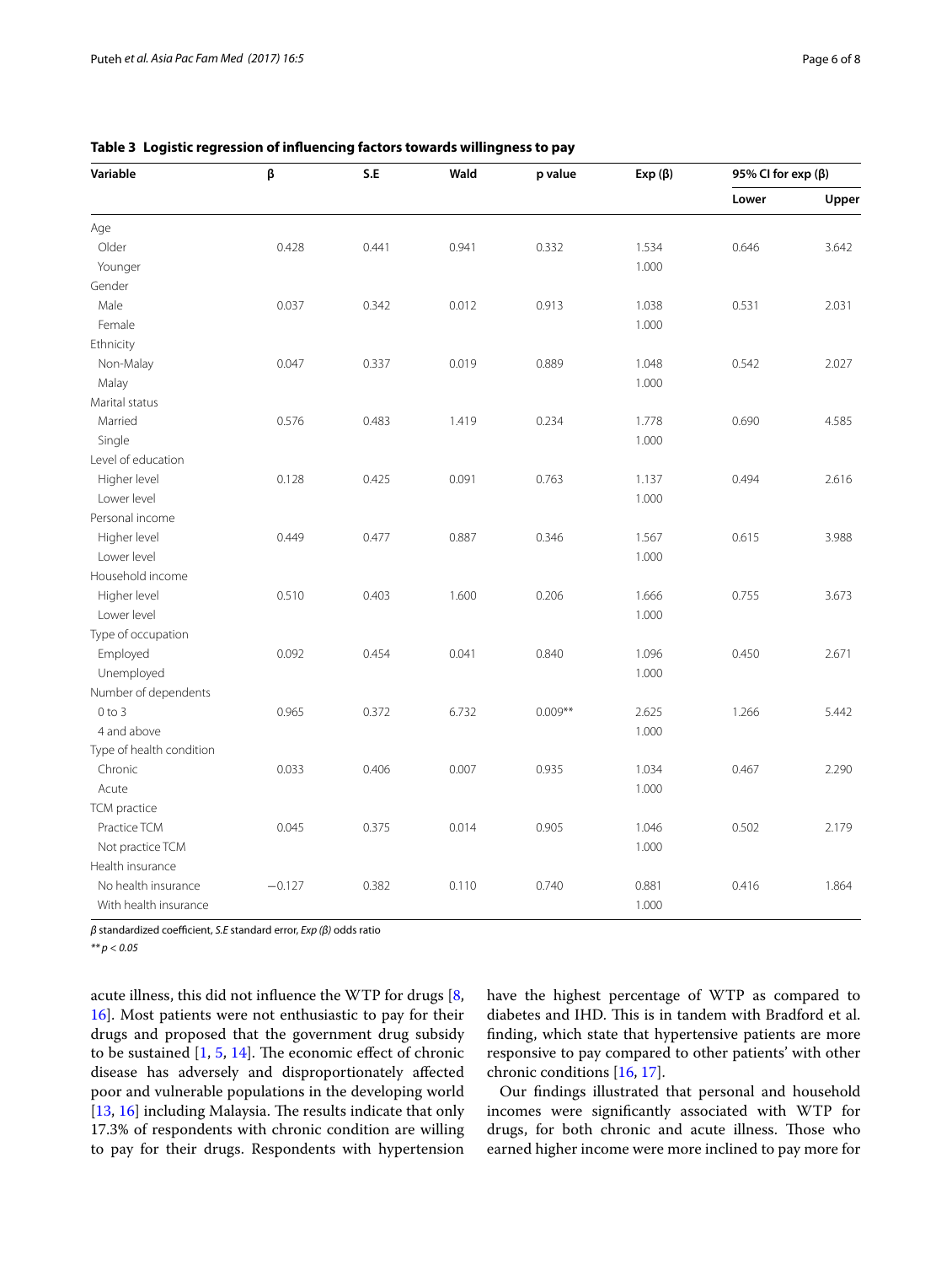**Table 3 Logistic regression of influencing factors towards willingness to pay**

| Variable | β | S.E | Wald | p value | Exp (β) | 95% CI for exp (β) | |
|---|---|---|---|---|---|---|---|
| | | | | | | Lower | Upper |
| Age | | | | | | | |
| Older | 0.428 | 0.441 | 0.941 | 0.332 | 1.534 | 0.646 | 3.642 |
| Younger | | | | | 1.000 | | |
| Gender | | | | | | | |
| Male | 0.037 | 0.342 | 0.012 | 0.913 | 1.038 | 0.531 | 2.031 |
| Female | | | | | 1.000 | | |
| Ethnicity | | | | | | | |
| Non-Malay | 0.047 | 0.337 | 0.019 | 0.889 | 1.048 | 0.542 | 2.027 |
| Malay | | | | | 1.000 | | |
| Marital status | | | | | | | |
| Married | 0.576 | 0.483 | 1.419 | 0.234 | 1.778 | 0.690 | 4.585 |
| Single | | | | | 1.000 | | |
| Level of education | | | | | | | |
| Higher level | 0.128 | 0.425 | 0.091 | 0.763 | 1.137 | 0.494 | 2.616 |
| Lower level | | | | | 1.000 | | |
| Personal income | | | | | | | |
| Higher level | 0.449 | 0.477 | 0.887 | 0.346 | 1.567 | 0.615 | 3.988 |
| Lower level | | | | | 1.000 | | |
| Household income | | | | | | | |
| Higher level | 0.510 | 0.403 | 1.600 | 0.206 | 1.666 | 0.755 | 3.673 |
| Lower level | | | | | 1.000 | | |
| Type of occupation | | | | | | | |
| Employed | 0.092 | 0.454 | 0.041 | 0.840 | 1.096 | 0.450 | 2.671 |
| Unemployed | | | | | 1.000 | | |
| Number of dependents | | | | | | | |
| 0 to 3 | 0.965 | 0.372 | 6.732 | 0.009** | 2.625 | 1.266 | 5.442 |
| 4 and above | | | | | 1.000 | | |
| Type of health condition | | | | | | | |
| Chronic | 0.033 | 0.406 | 0.007 | 0.935 | 1.034 | 0.467 | 2.290 |
| Acute | | | | | 1.000 | | |
| TCM practice | | | | | | | |
| Practice TCM | 0.045 | 0.375 | 0.014 | 0.905 | 1.046 | 0.502 | 2.179 |
| Not practice TCM | | | | | 1.000 | | |
| Health insurance | | | | | | | |
| No health insurance | −0.127 | 0.382 | 0.110 | 0.740 | 0.881 | 0.416 | 1.864 |
| With health insurance | | | | | 1.000 | | |

*β* standardized coefficient, *S.E* standard error, *Exp (β)* odds ratio

** $p < 0.05$

acute illness, this did not influence the WTP for drugs [8, 16]. Most patients were not enthusiastic to pay for their drugs and proposed that the government drug subsidy to be sustained [1, 5, 14]. The economic effect of chronic disease has adversely and disproportionately affected poor and vulnerable populations in the developing world [13, 16] including Malaysia. The results indicate that only 17.3% of respondents with chronic condition are willing to pay for their drugs. Respondents with hypertension have the highest percentage of WTP as compared to diabetes and IHD. This is in tandem with Bradford et al. finding, which state that hypertensive patients are more responsive to pay compared to other patients' with other chronic conditions [16, 17].

Our findings illustrated that personal and household incomes were significantly associated with WTP for drugs, for both chronic and acute illness. Those who earned higher income were more inclined to pay more for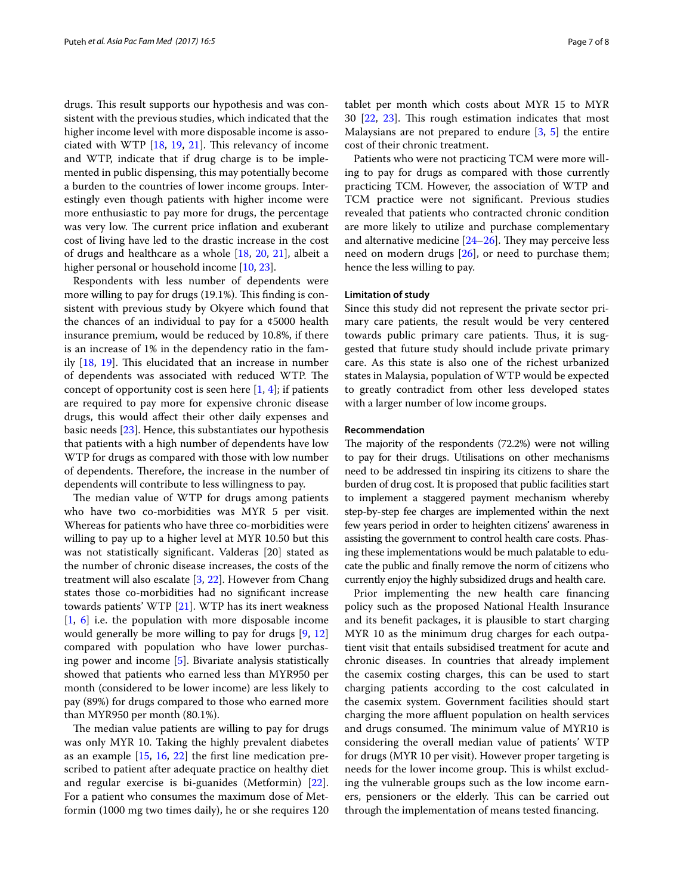drugs. This result supports our hypothesis and was consistent with the previous studies, which indicated that the higher income level with more disposable income is associated with WTP [18, 19, 21]. This relevancy of income and WTP, indicate that if drug charge is to be implemented in public dispensing, this may potentially become a burden to the countries of lower income groups. Interestingly even though patients with higher income were more enthusiastic to pay more for drugs, the percentage was very low. The current price inflation and exuberant cost of living have led to the drastic increase in the cost of drugs and healthcare as a whole [18, 20, 21], albeit a higher personal or household income [10, 23].

Respondents with less number of dependents were more willing to pay for drugs (19.1%). This finding is consistent with previous study by Okyere which found that the chances of an individual to pay for a ¢5000 health insurance premium, would be reduced by 10.8%, if there is an increase of 1% in the dependency ratio in the family [18, 19]. This elucidated that an increase in number of dependents was associated with reduced WTP. The concept of opportunity cost is seen here [1, 4]; if patients are required to pay more for expensive chronic disease drugs, this would affect their other daily expenses and basic needs [23]. Hence, this substantiates our hypothesis that patients with a high number of dependents have low WTP for drugs as compared with those with low number of dependents. Therefore, the increase in the number of dependents will contribute to less willingness to pay.

The median value of WTP for drugs among patients who have two co-morbidities was MYR 5 per visit. Whereas for patients who have three co-morbidities were willing to pay up to a higher level at MYR 10.50 but this was not statistically significant. Valderas [20] stated as the number of chronic disease increases, the costs of the treatment will also escalate [3, 22]. However from Chang states those co-morbidities had no significant increase towards patients' WTP [21]. WTP has its inert weakness [1, 6] i.e. the population with more disposable income would generally be more willing to pay for drugs [9, 12] compared with population who have lower purchasing power and income [5]. Bivariate analysis statistically showed that patients who earned less than MYR950 per month (considered to be lower income) are less likely to pay (89%) for drugs compared to those who earned more than MYR950 per month (80.1%).

The median value patients are willing to pay for drugs was only MYR 10. Taking the highly prevalent diabetes as an example [15, 16, 22] the first line medication prescribed to patient after adequate practice on healthy diet and regular exercise is bi-guanides (Metformin) [22]. For a patient who consumes the maximum dose of Metformin (1000 mg two times daily), he or she requires 120 tablet per month which costs about MYR 15 to MYR 30 [22, 23]. This rough estimation indicates that most Malaysians are not prepared to endure [3, 5] the entire cost of their chronic treatment.

Patients who were not practicing TCM were more willing to pay for drugs as compared with those currently practicing TCM. However, the association of WTP and TCM practice were not significant. Previous studies revealed that patients who contracted chronic condition are more likely to utilize and purchase complementary and alternative medicine [24–26]. They may perceive less need on modern drugs [26], or need to purchase them; hence the less willing to pay.

### Limitation of study

Since this study did not represent the private sector primary care patients, the result would be very centered towards public primary care patients. Thus, it is suggested that future study should include private primary care. As this state is also one of the richest urbanized states in Malaysia, population of WTP would be expected to greatly contradict from other less developed states with a larger number of low income groups.

### Recommendation

The majority of the respondents (72.2%) were not willing to pay for their drugs. Utilisations on other mechanisms need to be addressed tin inspiring its citizens to share the burden of drug cost. It is proposed that public facilities start to implement a staggered payment mechanism whereby step-by-step fee charges are implemented within the next few years period in order to heighten citizens' awareness in assisting the government to control health care costs. Phasing these implementations would be much palatable to educate the public and finally remove the norm of citizens who currently enjoy the highly subsidized drugs and health care.

Prior implementing the new health care financing policy such as the proposed National Health Insurance and its benefit packages, it is plausible to start charging MYR 10 as the minimum drug charges for each outpatient visit that entails subsidised treatment for acute and chronic diseases. In countries that already implement the casemix costing charges, this can be used to start charging patients according to the cost calculated in the casemix system. Government facilities should start charging the more affluent population on health services and drugs consumed. The minimum value of MYR10 is considering the overall median value of patients' WTP for drugs (MYR 10 per visit). However proper targeting is needs for the lower income group. This is whilst excluding the vulnerable groups such as the low income earners, pensioners or the elderly. This can be carried out through the implementation of means tested financing.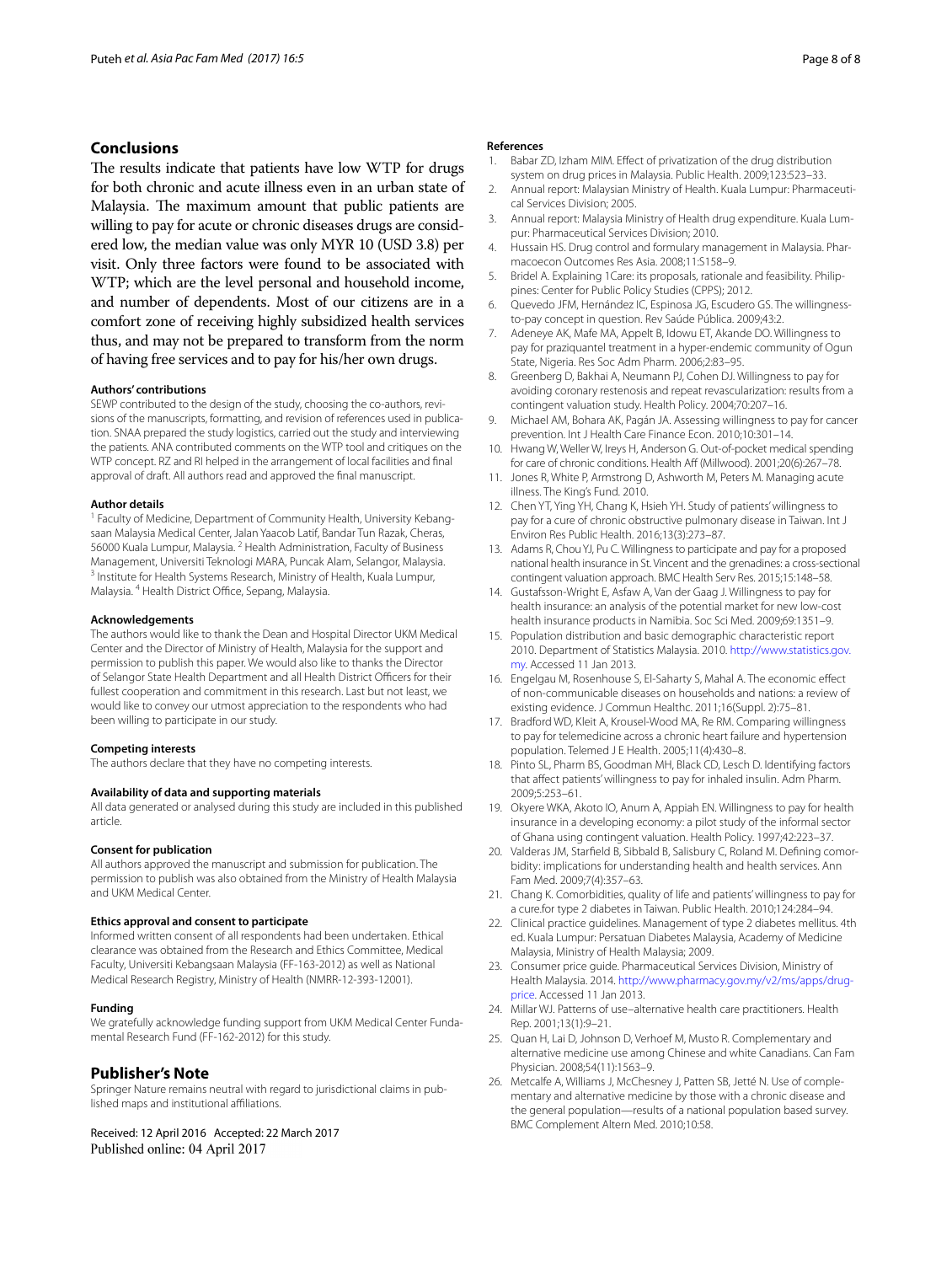## Conclusions

The results indicate that patients have low WTP for drugs for both chronic and acute illness even in an urban state of Malaysia. The maximum amount that public patients are willing to pay for acute or chronic diseases drugs are considered low, the median value was only MYR 10 (USD 3.8) per visit. Only three factors were found to be associated with WTP; which are the level personal and household income, and number of dependents. Most of our citizens are in a comfort zone of receiving highly subsidized health services thus, and may not be prepared to transform from the norm of having free services and to pay for his/her own drugs.

#### Authors' contributions

SEWP contributed to the design of the study, choosing the co-authors, revisions of the manuscripts, formatting, and revision of references used in publication. SNAA prepared the study logistics, carried out the study and interviewing the patients. ANA contributed comments on the WTP tool and critiques on the WTP concept. RZ and RI helped in the arrangement of local facilities and final approval of draft. All authors read and approved the final manuscript.

#### Author details

[1] Faculty of Medicine, Department of Community Health, University Kebangsaan Malaysia Medical Center, Jalan Yaacob Latif, Bandar Tun Razak, Cheras, 56000 Kuala Lumpur, Malaysia. [2] Health Administration, Faculty of Business Management, Universiti Teknologi MARA, Puncak Alam, Selangor, Malaysia. [3] Institute for Health Systems Research, Ministry of Health, Kuala Lumpur, Malaysia. [4] Health District Office, Sepang, Malaysia.

#### Acknowledgements

The authors would like to thank the Dean and Hospital Director UKM Medical Center and the Director of Ministry of Health, Malaysia for the support and permission to publish this paper. We would also like to thanks the Director of Selangor State Health Department and all Health District Officers for their fullest cooperation and commitment in this research. Last but not least, we would like to convey our utmost appreciation to the respondents who had been willing to participate in our study.

#### Competing interests

The authors declare that they have no competing interests.

#### Availability of data and supporting materials

All data generated or analysed during this study are included in this published article.

#### Consent for publication

All authors approved the manuscript and submission for publication. The permission to publish was also obtained from the Ministry of Health Malaysia and UKM Medical Center.

#### Ethics approval and consent to participate

Informed written consent of all respondents had been undertaken. Ethical clearance was obtained from the Research and Ethics Committee, Medical Faculty, Universiti Kebangsaan Malaysia (FF-163-2012) as well as National Medical Research Registry, Ministry of Health (NMRR-12-393-12001).

#### Funding

We gratefully acknowledge funding support from UKM Medical Center Fundamental Research Fund (FF-162-2012) for this study.

## Publisher's Note

Springer Nature remains neutral with regard to jurisdictional claims in published maps and institutional affiliations.

Received: 12 April 2016 Accepted: 22 March 2017
Published online: 04 April 2017

#### References

1. Babar ZD, Izham MIM. Effect of privatization of the drug distribution system on drug prices in Malaysia. Public Health. 2009;123:523–33.
2. Annual report: Malaysian Ministry of Health. Kuala Lumpur: Pharmaceutical Services Division; 2005.
3. Annual report: Malaysia Ministry of Health drug expenditure. Kuala Lumpur: Pharmaceutical Services Division; 2010.
4. Hussain HS. Drug control and formulary management in Malaysia. Pharmacoecon Outcomes Res Asia. 2008;11:S158–9.
5. Bridel A. Explaining 1Care: its proposals, rationale and feasibility. Philippines: Center for Public Policy Studies (CPPS); 2012.
6. Quevedo JFM, Hernández IC, Espinosa JG, Escudero GS. The willingness-to-pay concept in question. Rev Saúde Pública. 2009;43:2.
7. Adeneye AK, Mafe MA, Appelt B, Idowu ET, Akande DO. Willingness to pay for praziquantel treatment in a hyper-endemic community of Ogun State, Nigeria. Res Soc Adm Pharm. 2006;2:83–95.
8. Greenberg D, Bakhai A, Neumann PJ, Cohen DJ. Willingness to pay for avoiding coronary restenosis and repeat revascularization: results from a contingent valuation study. Health Policy. 2004;70:207–16.
9. Michael AM, Bohara AK, Pagán JA. Assessing willingness to pay for cancer prevention. Int J Health Care Finance Econ. 2010;10:301–14.
10. Hwang W, Weller W, Ireys H, Anderson G. Out-of-pocket medical spending for care of chronic conditions. Health Aff (Millwood). 2001;20(6):267–78.
11. Jones R, White P, Armstrong D, Ashworth M, Peters M. Managing acute illness. The King's Fund. 2010.
12. Chen YT, Ying YH, Chang K, Hsieh YH. Study of patients' willingness to pay for a cure of chronic obstructive pulmonary disease in Taiwan. Int J Environ Res Public Health. 2016;13(3):273–87.
13. Adams R, Chou YJ, Pu C. Willingness to participate and pay for a proposed national health insurance in St. Vincent and the grenadines: a cross-sectional contingent valuation approach. BMC Health Serv Res. 2015;15:148–58.
14. Gustafsson-Wright E, Asfaw A, Van der Gaag J. Willingness to pay for health insurance: an analysis of the potential market for new low-cost health insurance products in Namibia. Soc Sci Med. 2009;69:1351–9.
15. Population distribution and basic demographic characteristic report 2010. Department of Statistics Malaysia. 2010. http://www.statistics.gov.my. Accessed 11 Jan 2013.
16. Engelgau M, Rosenhouse S, El-Saharty S, Mahal A. The economic effect of non-communicable diseases on households and nations: a review of existing evidence. J Commun Healthc. 2011;16(Suppl. 2):75–81.
17. Bradford WD, Kleit A, Krousel-Wood MA, Re RM. Comparing willingness to pay for telemedicine across a chronic heart failure and hypertension population. Telemed J E Health. 2005;11(4):430–8.
18. Pinto SL, Pharm BS, Goodman MH, Black CD, Lesch D. Identifying factors that affect patients' willingness to pay for inhaled insulin. Adm Pharm. 2009;5:253–61.
19. Okyere WKA, Akoto IO, Anum A, Appiah EN. Willingness to pay for health insurance in a developing economy: a pilot study of the informal sector of Ghana using contingent valuation. Health Policy. 1997;42:223–37.
20. Valderas JM, Starfield B, Sibbald B, Salisbury C, Roland M. Defining comorbidity: implications for understanding health and health services. Ann Fam Med. 2009;7(4):357–63.
21. Chang K. Comorbidities, quality of life and patients' willingness to pay for a cure.for type 2 diabetes in Taiwan. Public Health. 2010;124:284–94.
22. Clinical practice guidelines. Management of type 2 diabetes mellitus. 4th ed. Kuala Lumpur: Persatuan Diabetes Malaysia, Academy of Medicine Malaysia, Ministry of Health Malaysia; 2009.
23. Consumer price guide. Pharmaceutical Services Division, Ministry of Health Malaysia. 2014. http://www.pharmacy.gov.my/v2/ms/apps/drug-price. Accessed 11 Jan 2013.
24. Millar WJ. Patterns of use–alternative health care practitioners. Health Rep. 2001;13(1):9–21.
25. Quan H, Lai D, Johnson D, Verhoef M, Musto R. Complementary and alternative medicine use among Chinese and white Canadians. Can Fam Physician. 2008;54(11):1563–9.
26. Metcalfe A, Williams J, McChesney J, Patten SB, Jetté N. Use of complementary and alternative medicine by those with a chronic disease and the general population—results of a national population based survey. BMC Complement Altern Med. 2010;10:58.